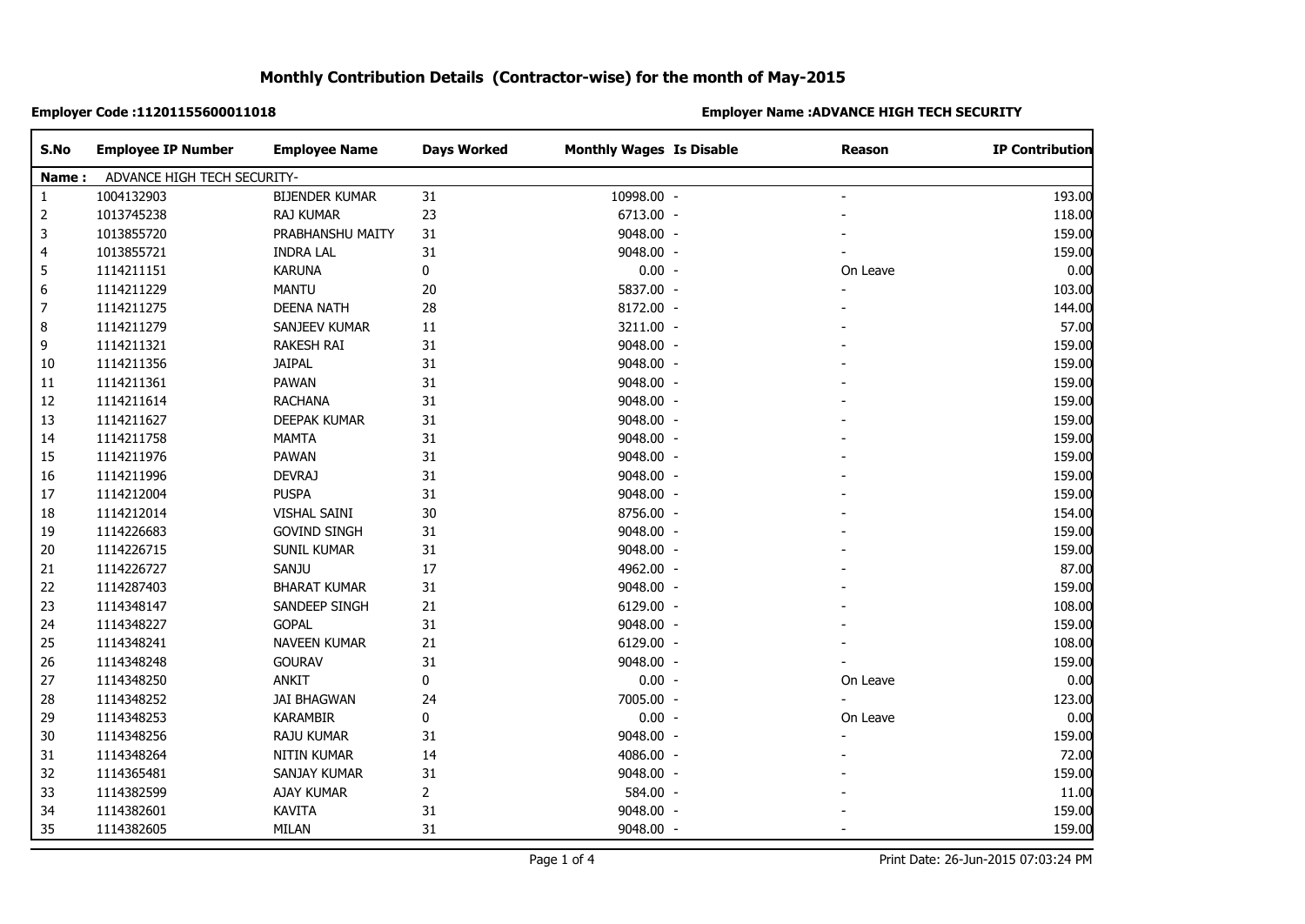## Monthly Contribution Details (Contractor-wise) for the month of May-2015

**Employer Code :11201155600011018**

**Employer Name :ADVANCE HIGH TECH SECURITY**

| S.No | Employee IP Number | Employee Name | Days Worked | Monthly Wages | Is Disable | Reason | IP Contribution |
|---|---|---|---|---|---|---|---|
| **Name :** | ADVANCE HIGH TECH SECURITY- | | | | | | |
| 1 | 1004132903 | BIJENDER KUMAR | 31 | 10998.00 | - | - | 193.00 |
| 2 | 1013745238 | RAJ KUMAR | 23 | 6713.00 | - | - | 118.00 |
| 3 | 1013855720 | PRABHANSHU MAITY | 31 | 9048.00 | - | - | 159.00 |
| 4 | 1013855721 | INDRA LAL | 31 | 9048.00 | - | - | 159.00 |
| 5 | 1114211151 | KARUNA | 0 | 0.00 | - | On Leave | 0.00 |
| 6 | 1114211229 | MANTU | 20 | 5837.00 | - | - | 103.00 |
| 7 | 1114211275 | DEENA NATH | 28 | 8172.00 | - | - | 144.00 |
| 8 | 1114211279 | SANJEEV KUMAR | 11 | 3211.00 | - | - | 57.00 |
| 9 | 1114211321 | RAKESH RAI | 31 | 9048.00 | - | - | 159.00 |
| 10 | 1114211356 | JAIPAL | 31 | 9048.00 | - | - | 159.00 |
| 11 | 1114211361 | PAWAN | 31 | 9048.00 | - | - | 159.00 |
| 12 | 1114211614 | RACHANA | 31 | 9048.00 | - | - | 159.00 |
| 13 | 1114211627 | DEEPAK KUMAR | 31 | 9048.00 | - | - | 159.00 |
| 14 | 1114211758 | MAMTA | 31 | 9048.00 | - | - | 159.00 |
| 15 | 1114211976 | PAWAN | 31 | 9048.00 | - | - | 159.00 |
| 16 | 1114211996 | DEVRAJ | 31 | 9048.00 | - | - | 159.00 |
| 17 | 1114212004 | PUSPA | 31 | 9048.00 | - | - | 159.00 |
| 18 | 1114212014 | VISHAL SAINI | 30 | 8756.00 | - | - | 154.00 |
| 19 | 1114226683 | GOVIND SINGH | 31 | 9048.00 | - | - | 159.00 |
| 20 | 1114226715 | SUNIL KUMAR | 31 | 9048.00 | - | - | 159.00 |
| 21 | 1114226727 | SANJU | 17 | 4962.00 | - | - | 87.00 |
| 22 | 1114287403 | BHARAT KUMAR | 31 | 9048.00 | - | - | 159.00 |
| 23 | 1114348147 | SANDEEP SINGH | 21 | 6129.00 | - | - | 108.00 |
| 24 | 1114348227 | GOPAL | 31 | 9048.00 | - | - | 159.00 |
| 25 | 1114348241 | NAVEEN KUMAR | 21 | 6129.00 | - | - | 108.00 |
| 26 | 1114348248 | GOURAV | 31 | 9048.00 | - | - | 159.00 |
| 27 | 1114348250 | ANKIT | 0 | 0.00 | - | On Leave | 0.00 |
| 28 | 1114348252 | JAI BHAGWAN | 24 | 7005.00 | - | - | 123.00 |
| 29 | 1114348253 | KARAMBIR | 0 | 0.00 | - | On Leave | 0.00 |
| 30 | 1114348256 | RAJU KUMAR | 31 | 9048.00 | - | - | 159.00 |
| 31 | 1114348264 | NITIN KUMAR | 14 | 4086.00 | - | - | 72.00 |
| 32 | 1114365481 | SANJAY KUMAR | 31 | 9048.00 | - | - | 159.00 |
| 33 | 1114382599 | AJAY KUMAR | 2 | 584.00 | - | - | 11.00 |
| 34 | 1114382601 | KAVITA | 31 | 9048.00 | - | - | 159.00 |
| 35 | 1114382605 | MILAN | 31 | 9048.00 | - | - | 159.00 |

Print Date: 26-Jun-2015 07:03:24 PM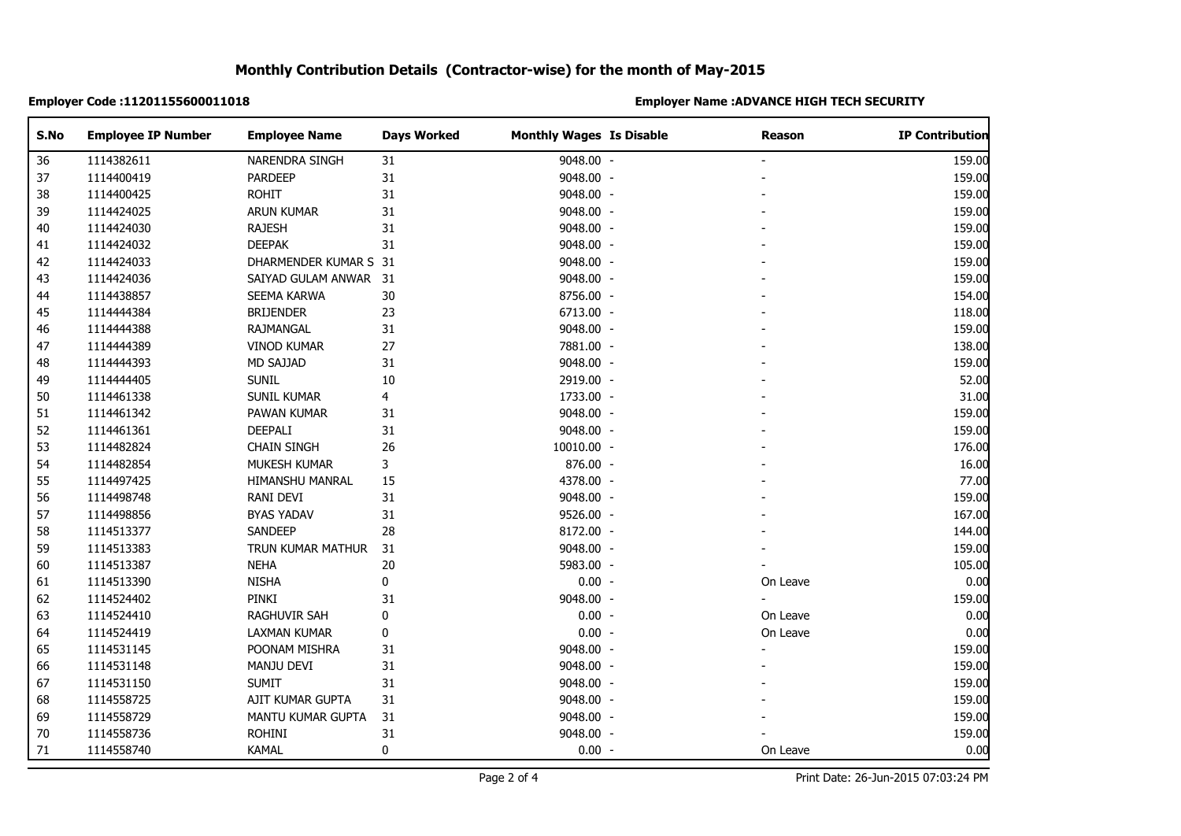# Monthly Contribution Details (Contractor-wise) for the month of May-2015

**Employer Code :11201155600011018**

**Employer Name :ADVANCE HIGH TECH SECURITY**

| S.No | Employee IP Number | Employee Name | Days Worked | Monthly Wages | Is Disable | Reason | IP Contribution |
|---|---|---|---|---|---|---|---|
| 36 | 1114382611 | NARENDRA SINGH | 31 | 9048.00 | - | - | 159.00 |
| 37 | 1114400419 | PARDEEP | 31 | 9048.00 | - | - | 159.00 |
| 38 | 1114400425 | ROHIT | 31 | 9048.00 | - | - | 159.00 |
| 39 | 1114424025 | ARUN KUMAR | 31 | 9048.00 | - | - | 159.00 |
| 40 | 1114424030 | RAJESH | 31 | 9048.00 | - | - | 159.00 |
| 41 | 1114424032 | DEEPAK | 31 | 9048.00 | - | - | 159.00 |
| 42 | 1114424033 | DHARMENDER KUMAR S | 31 | 9048.00 | - | - | 159.00 |
| 43 | 1114424036 | SAIYAD GULAM ANWAR | 31 | 9048.00 | - | - | 159.00 |
| 44 | 1114438857 | SEEMA KARWA | 30 | 8756.00 | - | - | 154.00 |
| 45 | 1114444384 | BRIJENDER | 23 | 6713.00 | - | - | 118.00 |
| 46 | 1114444388 | RAJMANGAL | 31 | 9048.00 | - | - | 159.00 |
| 47 | 1114444389 | VINOD KUMAR | 27 | 7881.00 | - | - | 138.00 |
| 48 | 1114444393 | MD SAJJAD | 31 | 9048.00 | - | - | 159.00 |
| 49 | 1114444405 | SUNIL | 10 | 2919.00 | - | - | 52.00 |
| 50 | 1114461338 | SUNIL KUMAR | 4 | 1733.00 | - | - | 31.00 |
| 51 | 1114461342 | PAWAN KUMAR | 31 | 9048.00 | - | - | 159.00 |
| 52 | 1114461361 | DEEPALI | 31 | 9048.00 | - | - | 159.00 |
| 53 | 1114482824 | CHAIN SINGH | 26 | 10010.00 | - | - | 176.00 |
| 54 | 1114482854 | MUKESH KUMAR | 3 | 876.00 | - | - | 16.00 |
| 55 | 1114497425 | HIMANSHU MANRAL | 15 | 4378.00 | - | - | 77.00 |
| 56 | 1114498748 | RANI DEVI | 31 | 9048.00 | - | - | 159.00 |
| 57 | 1114498856 | BYAS YADAV | 31 | 9526.00 | - | - | 167.00 |
| 58 | 1114513377 | SANDEEP | 28 | 8172.00 | - | - | 144.00 |
| 59 | 1114513383 | TRUN KUMAR MATHUR | 31 | 9048.00 | - | - | 159.00 |
| 60 | 1114513387 | NEHA | 20 | 5983.00 | - | - | 105.00 |
| 61 | 1114513390 | NISHA | 0 | 0.00 | - | On Leave | 0.00 |
| 62 | 1114524402 | PINKI | 31 | 9048.00 | - | - | 159.00 |
| 63 | 1114524410 | RAGHUVIR SAH | 0 | 0.00 | - | On Leave | 0.00 |
| 64 | 1114524419 | LAXMAN KUMAR | 0 | 0.00 | - | On Leave | 0.00 |
| 65 | 1114531145 | POONAM MISHRA | 31 | 9048.00 | - | - | 159.00 |
| 66 | 1114531148 | MANJU DEVI | 31 | 9048.00 | - | - | 159.00 |
| 67 | 1114531150 | SUMIT | 31 | 9048.00 | - | - | 159.00 |
| 68 | 1114558725 | AJIT KUMAR GUPTA | 31 | 9048.00 | - | - | 159.00 |
| 69 | 1114558729 | MANTU KUMAR GUPTA | 31 | 9048.00 | - | - | 159.00 |
| 70 | 1114558736 | ROHINI | 31 | 9048.00 | - | - | 159.00 |
| 71 | 1114558740 | KAMAL | 0 | 0.00 | - | On Leave | 0.00 |

Print Date: 26-Jun-2015 07:03:24 PM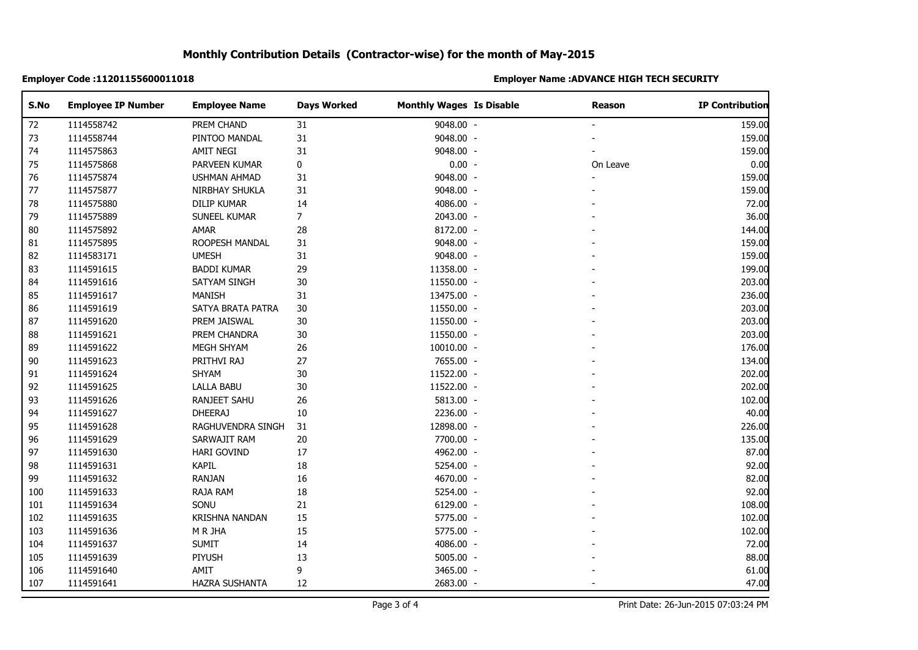## Monthly Contribution Details (Contractor-wise) for the month of May-2015

**Employer Code :11201155600011018**

**Employer Name :ADVANCE HIGH TECH SECURITY**

| S.No | Employee IP Number | Employee Name | Days Worked | Monthly Wages | Is Disable | Reason | IP Contribution |
|---|---|---|---|---|---|---|---|
| 72 | 1114558742 | PREM CHAND | 31 | 9048.00 | - | - | 159.00 |
| 73 | 1114558744 | PINTOO MANDAL | 31 | 9048.00 | - | - | 159.00 |
| 74 | 1114575863 | AMIT NEGI | 31 | 9048.00 | - | - | 159.00 |
| 75 | 1114575868 | PARVEEN KUMAR | 0 | 0.00 | - | On Leave | 0.00 |
| 76 | 1114575874 | USHMAN AHMAD | 31 | 9048.00 | - | - | 159.00 |
| 77 | 1114575877 | NIRBHAY SHUKLA | 31 | 9048.00 | - | - | 159.00 |
| 78 | 1114575880 | DILIP KUMAR | 14 | 4086.00 | - | - | 72.00 |
| 79 | 1114575889 | SUNEEL KUMAR | 7 | 2043.00 | - | - | 36.00 |
| 80 | 1114575892 | AMAR | 28 | 8172.00 | - | - | 144.00 |
| 81 | 1114575895 | ROOPESH MANDAL | 31 | 9048.00 | - | - | 159.00 |
| 82 | 1114583171 | UMESH | 31 | 9048.00 | - | - | 159.00 |
| 83 | 1114591615 | BADDI KUMAR | 29 | 11358.00 | - | - | 199.00 |
| 84 | 1114591616 | SATYAM SINGH | 30 | 11550.00 | - | - | 203.00 |
| 85 | 1114591617 | MANISH | 31 | 13475.00 | - | - | 236.00 |
| 86 | 1114591619 | SATYA BRATA PATRA | 30 | 11550.00 | - | - | 203.00 |
| 87 | 1114591620 | PREM JAISWAL | 30 | 11550.00 | - | - | 203.00 |
| 88 | 1114591621 | PREM CHANDRA | 30 | 11550.00 | - | - | 203.00 |
| 89 | 1114591622 | MEGH SHYAM | 26 | 10010.00 | - | - | 176.00 |
| 90 | 1114591623 | PRITHVI RAJ | 27 | 7655.00 | - | - | 134.00 |
| 91 | 1114591624 | SHYAM | 30 | 11522.00 | - | - | 202.00 |
| 92 | 1114591625 | LALLA BABU | 30 | 11522.00 | - | - | 202.00 |
| 93 | 1114591626 | RANJEET SAHU | 26 | 5813.00 | - | - | 102.00 |
| 94 | 1114591627 | DHEERAJ | 10 | 2236.00 | - | - | 40.00 |
| 95 | 1114591628 | RAGHUVENDRA SINGH | 31 | 12898.00 | - | - | 226.00 |
| 96 | 1114591629 | SARWAJIT RAM | 20 | 7700.00 | - | - | 135.00 |
| 97 | 1114591630 | HARI GOVIND | 17 | 4962.00 | - | - | 87.00 |
| 98 | 1114591631 | KAPIL | 18 | 5254.00 | - | - | 92.00 |
| 99 | 1114591632 | RANJAN | 16 | 4670.00 | - | - | 82.00 |
| 100 | 1114591633 | RAJA RAM | 18 | 5254.00 | - | - | 92.00 |
| 101 | 1114591634 | SONU | 21 | 6129.00 | - | - | 108.00 |
| 102 | 1114591635 | KRISHNA NANDAN | 15 | 5775.00 | - | - | 102.00 |
| 103 | 1114591636 | M R JHA | 15 | 5775.00 | - | - | 102.00 |
| 104 | 1114591637 | SUMIT | 14 | 4086.00 | - | - | 72.00 |
| 105 | 1114591639 | PIYUSH | 13 | 5005.00 | - | - | 88.00 |
| 106 | 1114591640 | AMIT | 9 | 3465.00 | - | - | 61.00 |
| 107 | 1114591641 | HAZRA SUSHANTA | 12 | 2683.00 | - | - | 47.00 |

Print Date: 26-Jun-2015 07:03:24 PM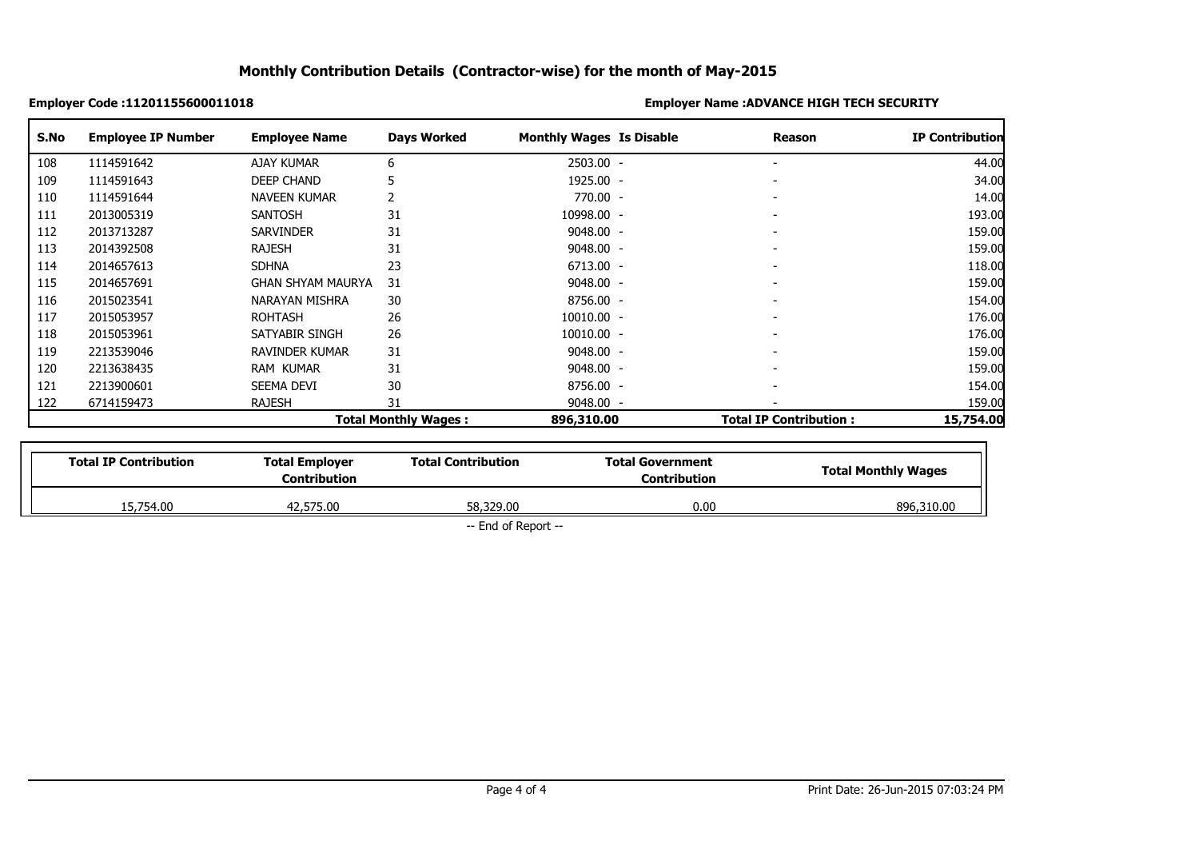# Monthly Contribution Details (Contractor-wise) for the month of May-2015

**Employer Code :11201155600011018**

**Employer Name :ADVANCE HIGH TECH SECURITY**

| S.No | Employee IP Number | Employee Name | Days Worked | Monthly Wages | Is Disable | Reason | IP Contribution |
|---|---|---|---|---|---|---|---|
| 108 | 1114591642 | AJAY KUMAR | 6 | 2503.00 | - | - | 44.00 |
| 109 | 1114591643 | DEEP CHAND | 5 | 1925.00 | - | - | 34.00 |
| 110 | 1114591644 | NAVEEN KUMAR | 2 | 770.00 | - | - | 14.00 |
| 111 | 2013005319 | SANTOSH | 31 | 10998.00 | - | - | 193.00 |
| 112 | 2013713287 | SARVINDER | 31 | 9048.00 | - | - | 159.00 |
| 113 | 2014392508 | RAJESH | 31 | 9048.00 | - | - | 159.00 |
| 114 | 2014657613 | SDHNA | 23 | 6713.00 | - | - | 118.00 |
| 115 | 2014657691 | GHAN SHYAM MAURYA | 31 | 9048.00 | - | - | 159.00 |
| 116 | 2015023541 | NARAYAN MISHRA | 30 | 8756.00 | - | - | 154.00 |
| 117 | 2015053957 | ROHTASH | 26 | 10010.00 | - | - | 176.00 |
| 118 | 2015053961 | SATYABIR SINGH | 26 | 10010.00 | - | - | 176.00 |
| 119 | 2213539046 | RAVINDER KUMAR | 31 | 9048.00 | - | - | 159.00 |
| 120 | 2213638435 | RAM KUMAR | 31 | 9048.00 | - | - | 159.00 |
| 121 | 2213900601 | SEEMA DEVI | 30 | 8756.00 | - | - | 154.00 |
| 122 | 6714159473 | RAJESH | 31 | 9048.00 | - | - | 159.00 |
| | | | **Total Monthly Wages :** | **896,310.00** | | **Total IP Contribution :** | **15,754.00** |

| Total IP Contribution | Total Employer Contribution | Total Contribution | Total Government Contribution | Total Monthly Wages |
|---|---|---|---|---|
| 15,754.00 | 42,575.00 | 58,329.00 | 0.00 | 896,310.00 |

-- End of Report --

Print Date: 26-Jun-2015 07:03:24 PM